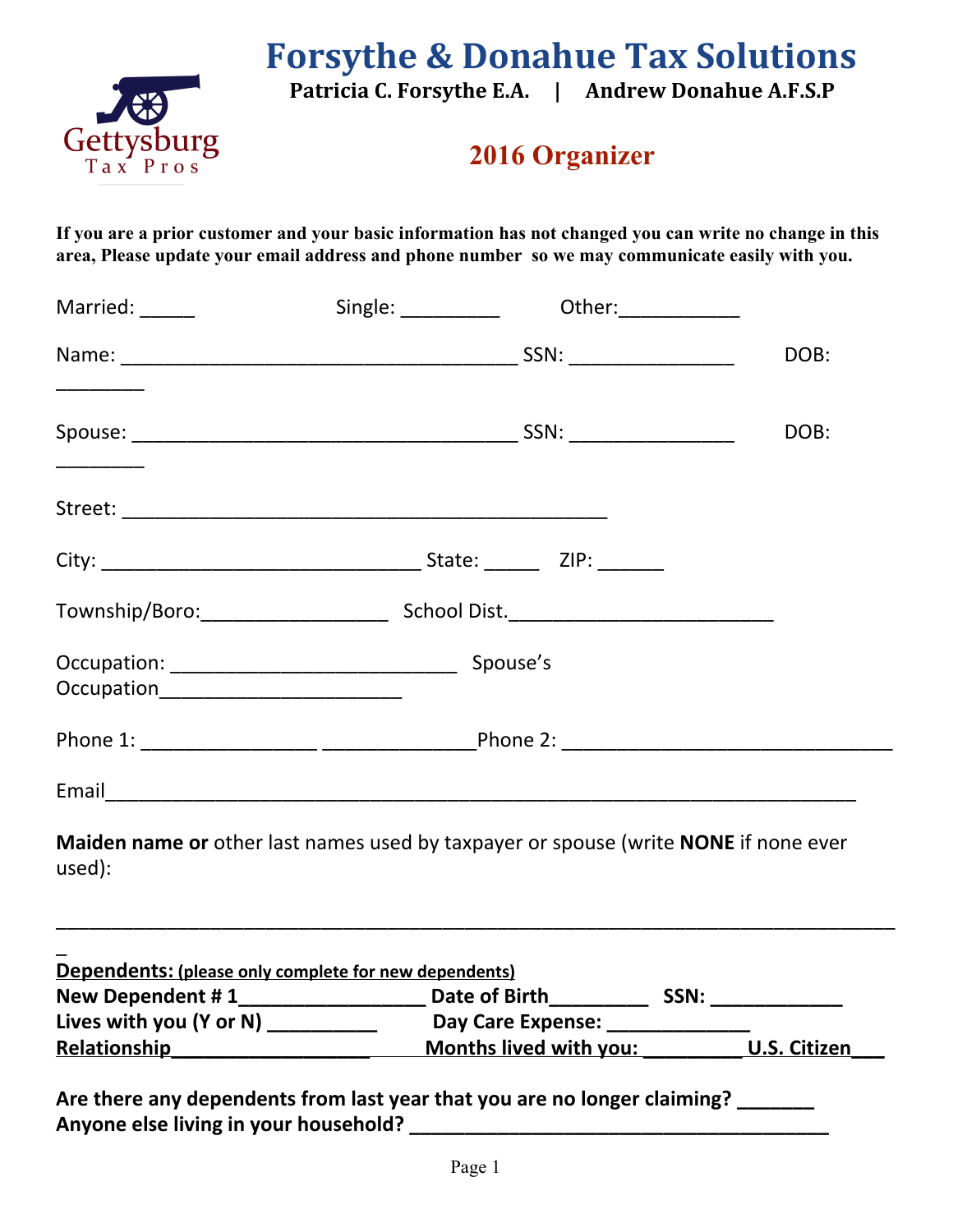# Forsythe & Donahue Tax Solutions

**Patricia C. Forsythe E.A. | Andrew Donahue A.F.S.P**

Gettysburg Tax Pros

## 2016 Organizer

**If you are a prior customer and your basic information has not changed you can write no change in this area, Please update your email address and phone number so we may communicate easily with you.**

Married: _____ Single: _________ Other:___________

Name: ______________________________________ SSN: _______________ DOB: ________

Spouse: _____________________________________ SSN: _______________ DOB: ________

Street: ______________________________________________

City: ______________________________ State: _____ ZIP: ______

Township/Boro:_________________ School Dist.________________________

Occupation: ___________________________ Spouse's Occupation______________________

Phone 1: ________________ ______________Phone 2: ______________________________

Email______________________________________________________________________

**Maiden name or** other last names used by taxpayer or spouse (write **NONE** if none ever used):

___________________________________________________________________________

**Dependents:** **(please only complete for new dependents)**

**New Dependent # 1_________________ Date of Birth_________ SSN: ____________**

**Lives with you (Y or N) __________ Day Care Expense: _____________**

**Relationship__________________ Months lived with you: _________ U.S. Citizen___**

**Are there any dependents from last year that you are no longer claiming? _______**

**Anyone else living in your household? ______________________________________**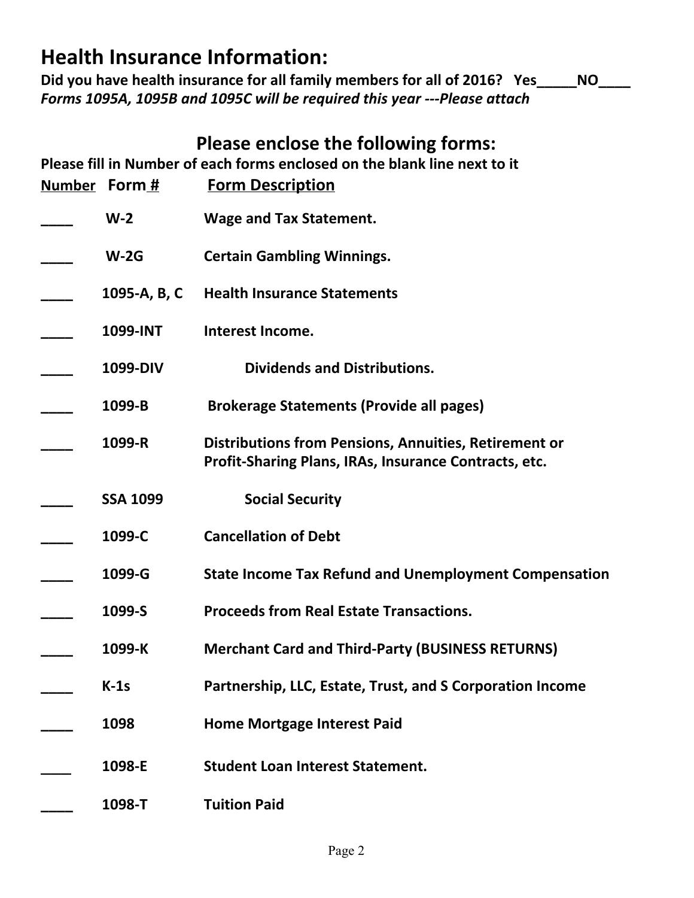## Health Insurance Information:

**Did you have health insurance for all family members for all of 2016?   Yes_____NO____**

***Forms 1095A, 1095B and 1095C will be required this year ---Please attach***

## Please enclose the following forms:

**Please fill in Number of each forms enclosed on the blank line next to it**

| Number | Form # | Form Description |
|---|---|---|
| ____ | W-2 | Wage and Tax Statement. |
| ____ | W-2G | Certain Gambling Winnings. |
| ____ | 1095-A, B, C | Health Insurance Statements |
| ____ | 1099-INT | Interest Income. |
| ____ | 1099-DIV | Dividends and Distributions. |
| ____ | 1099-B | Brokerage Statements (Provide all pages) |
| ____ | 1099-R | Distributions from Pensions, Annuities, Retirement or Profit-Sharing Plans, IRAs, Insurance Contracts, etc. |
| ____ | SSA 1099 | Social Security |
| ____ | 1099-C | Cancellation of Debt |
| ____ | 1099-G | State Income Tax Refund and Unemployment Compensation |
| ____ | 1099-S | Proceeds from Real Estate Transactions. |
| ____ | 1099-K | Merchant Card and Third-Party (BUSINESS RETURNS) |
| ____ | K-1s | Partnership, LLC, Estate, Trust, and S Corporation Income |
| ____ | 1098 | Home Mortgage Interest Paid |
| ____ | 1098-E | Student Loan Interest Statement. |
| ____ | 1098-T | Tuition Paid |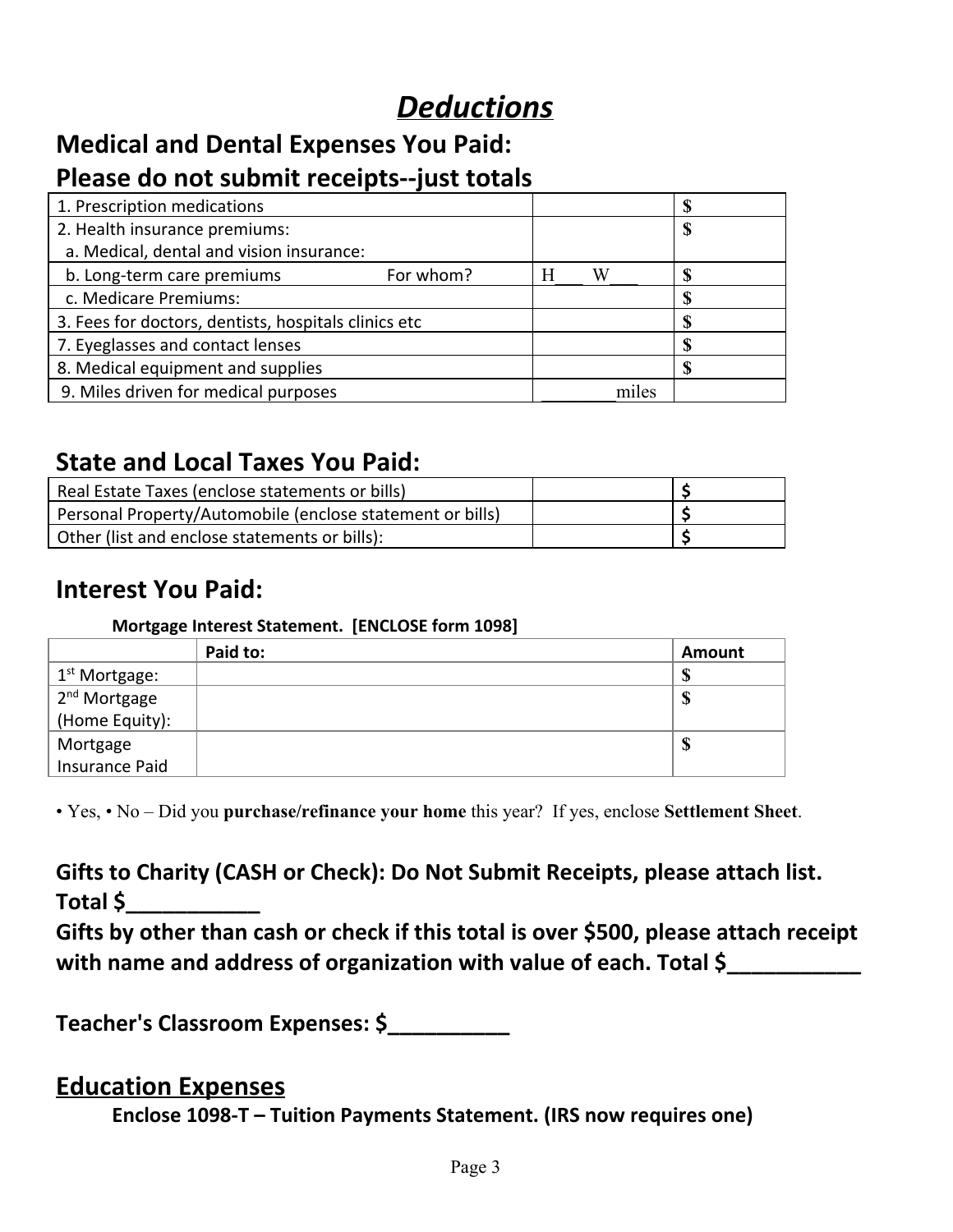# ***Deductions***

## Medical and Dental Expenses You Paid:
## Please do not submit receipts--just totals

| | | |
|---|---|---|
| 1. Prescription medications | | $ |
| 2. Health insurance premiums:<br>a. Medical, dental and vision insurance: | | $ |
| b. Long-term care premiums For whom? | H___ W___ | $ |
| c. Medicare Premiums: | | $ |
| 3. Fees for doctors, dentists, hospitals clinics etc | | $ |
| 7. Eyeglasses and contact lenses | | $ |
| 8. Medical equipment and supplies | | $ |
| 9. Miles driven for medical purposes | ________miles | |

## State and Local Taxes You Paid:

| | | |
|---|---|---|
| Real Estate Taxes (enclose statements or bills) | | $ |
| Personal Property/Automobile (enclose statement or bills) | | $ |
| Other (list and enclose statements or bills): | | $ |

## Interest You Paid:

**Mortgage Interest Statement. [ENCLOSE form 1098]**

| | Paid to: | Amount |
|---|---|---|
| 1st Mortgage: | | $ |
| 2nd Mortgage (Home Equity): | | $ |
| Mortgage Insurance Paid | | $ |

• Yes, • No – Did you **purchase/refinance your home** this year? If yes, enclose **Settlement Sheet**.

**Gifts to Charity (CASH or Check): Do Not Submit Receipts, please attach list. Total $___________**

**Gifts by other than cash or check if this total is over $500, please attach receipt with name and address of organization with value of each. Total $___________**

**Teacher's Classroom Expenses: $__________**

## Education Expenses

**Enclose 1098-T – Tuition Payments Statement. (IRS now requires one)**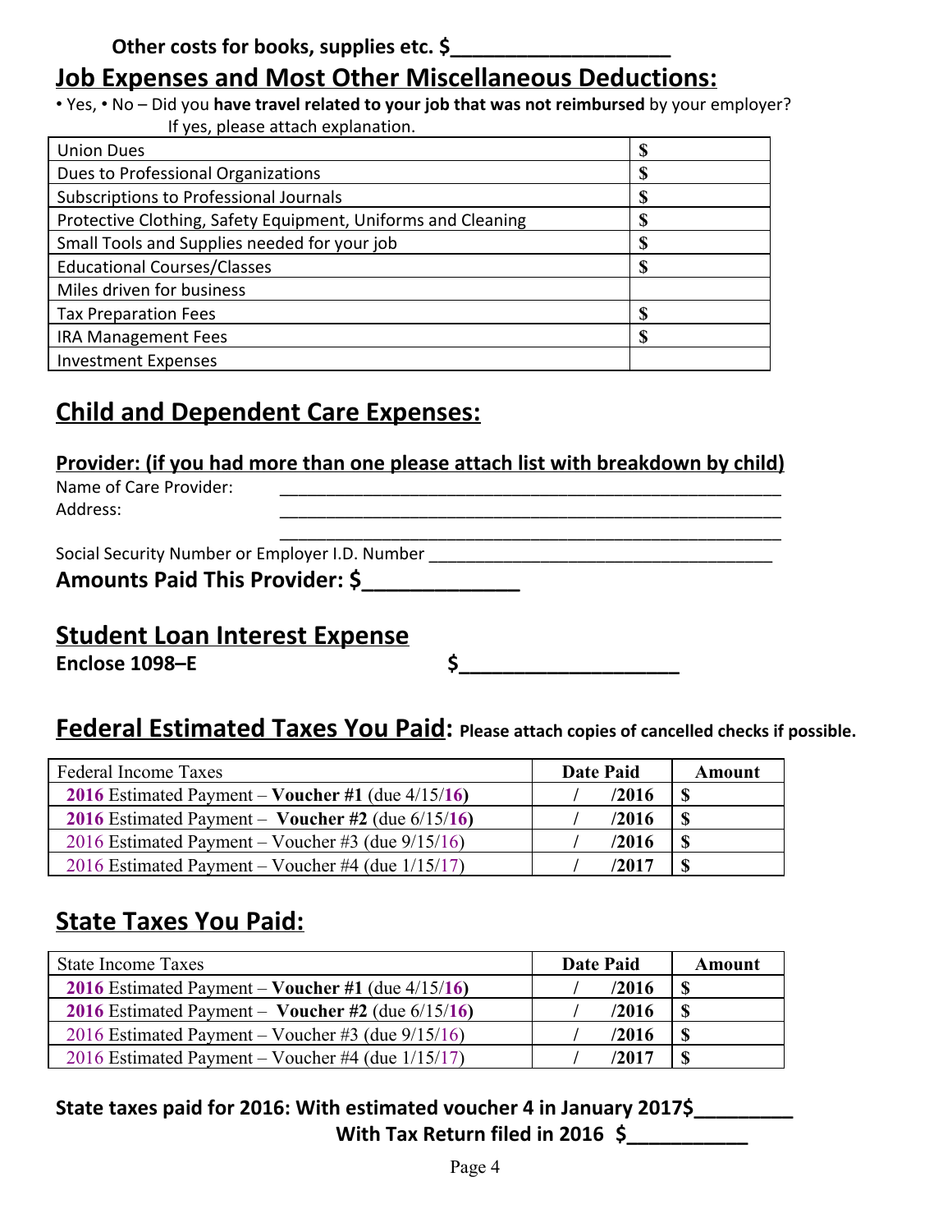**Other costs for books, supplies etc. $____________________**

## Job Expenses and Most Other Miscellaneous Deductions:

• Yes, • No – Did you **have travel related to your job that was not reimbursed** by your employer?
If yes, please attach explanation.

| | |
|---|---|
| Union Dues | $ |
| Dues to Professional Organizations | $ |
| Subscriptions to Professional Journals | $ |
| Protective Clothing, Safety Equipment, Uniforms and Cleaning | $ |
| Small Tools and Supplies needed for your job | $ |
| Educational Courses/Classes | $ |
| Miles driven for business | |
| Tax Preparation Fees | $ |
| IRA Management Fees | $ |
| Investment Expenses | |

## Child and Dependent Care Expenses:

### Provider: (if you had more than one please attach list with breakdown by child)

Name of Care Provider: ________________________________________________________

Address: ________________________________________________________

________________________________________________________

Social Security Number or Employer I.D. Number ____________________________________

**Amounts Paid This Provider: $_____________**

## Student Loan Interest Expense

**Enclose 1098–E** **$____________________**

## Federal Estimated Taxes You Paid: Please attach copies of cancelled checks if possible.

| Federal Income Taxes | Date Paid | Amount |
|---|---|---|
| **2016** Estimated Payment – **Voucher #1** (due 4/15/**16**) | / /2016 | $ |
| **2016** Estimated Payment – **Voucher #2** (due 6/15/**16**) | / /2016 | $ |
| 2016 Estimated Payment – Voucher #3 (due 9/15/16) | / /2016 | $ |
| 2016 Estimated Payment – Voucher #4 (due 1/15/17) | / /2017 | $ |

## State Taxes You Paid:

| State Income Taxes | Date Paid | Amount |
|---|---|---|
| **2016** Estimated Payment – **Voucher #1** (due 4/15/**16**) | / /2016 | $ |
| **2016** Estimated Payment – **Voucher #2** (due 6/15/**16**) | / /2016 | $ |
| 2016 Estimated Payment – Voucher #3 (due 9/15/16) | / /2016 | $ |
| 2016 Estimated Payment – Voucher #4 (due 1/15/17) | / /2017 | $ |

**State taxes paid for 2016: With estimated voucher 4 in January 2017$_________**

**With Tax Return filed in 2016 $___________**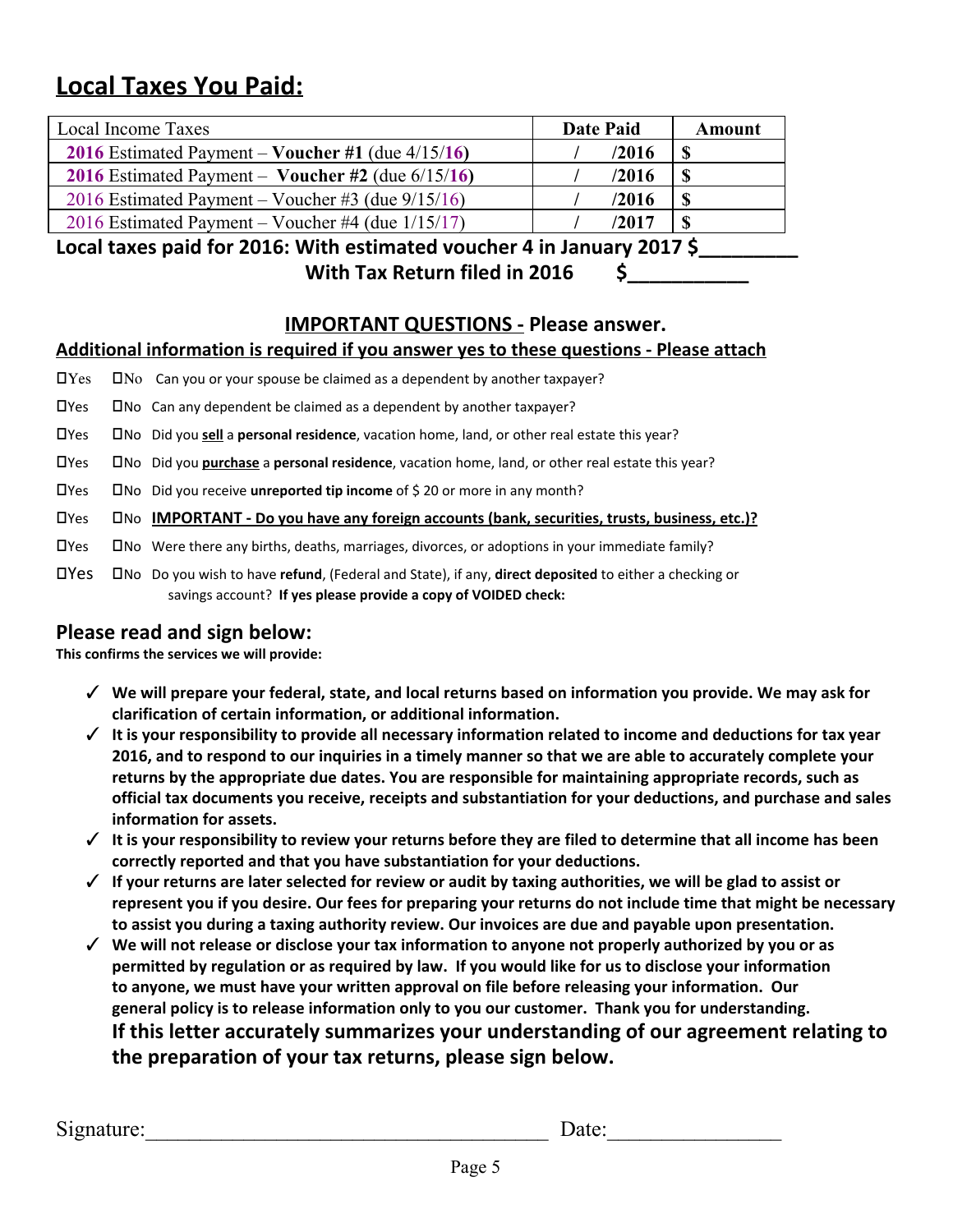# Local Taxes You Paid:

| Local Income Taxes | Date Paid | Amount |
|---|---|---|
| **2016** Estimated Payment – **Voucher #1** (due 4/15/**16**) | / /2016 | $ |
| **2016** Estimated Payment – **Voucher #2** (due 6/15/**16**) | / /2016 | $ |
| 2016 Estimated Payment – Voucher #3 (due 9/15/16) | / /2016 | $ |
| 2016 Estimated Payment – Voucher #4 (due 1/15/17) | / /2017 | $ |

**Local taxes paid for 2016: With estimated voucher 4 in January 2017 $_________**

**With Tax Return filed in 2016 $___________**

## IMPORTANT QUESTIONS - Please answer.

**Additional information is required if you answer yes to these questions - Please attach**

- ☐Yes ☐No Can you or your spouse be claimed as a dependent by another taxpayer?
- ☐Yes ☐No Can any dependent be claimed as a dependent by another taxpayer?
- ☐Yes ☐No Did you **sell** a **personal residence**, vacation home, land, or other real estate this year?
- ☐Yes ☐No Did you **purchase** a **personal residence**, vacation home, land, or other real estate this year?
- ☐Yes ☐No Did you receive **unreported tip income** of $ 20 or more in any month?
- ☐Yes ☐No **IMPORTANT - Do you have any foreign accounts (bank, securities, trusts, business, etc.)?**
- ☐Yes ☐No Were there any births, deaths, marriages, divorces, or adoptions in your immediate family?
- ☐Yes ☐No Do you wish to have **refund**, (Federal and State), if any, **direct deposited** to either a checking or savings account? **If yes please provide a copy of VOIDED check:**

## Please read and sign below:

**This confirms the services we will provide:**

- ✓ **We will prepare your federal, state, and local returns based on information you provide. We may ask for clarification of certain information, or additional information.**
- ✓ **It is your responsibility to provide all necessary information related to income and deductions for tax year 2016, and to respond to our inquiries in a timely manner so that we are able to accurately complete your returns by the appropriate due dates. You are responsible for maintaining appropriate records, such as official tax documents you receive, receipts and substantiation for your deductions, and purchase and sales information for assets.**
- ✓ **It is your responsibility to review your returns before they are filed to determine that all income has been correctly reported and that you have substantiation for your deductions.**
- ✓ **If your returns are later selected for review or audit by taxing authorities, we will be glad to assist or represent you if you desire. Our fees for preparing your returns do not include time that might be necessary to assist you during a taxing authority review. Our invoices are due and payable upon presentation.**
- ✓ **We will not release or disclose your tax information to anyone not properly authorized by you or as permitted by regulation or as required by law. If you would like for us to disclose your information to anyone, we must have your written approval on file before releasing your information. Our general policy is to release information only to you our customer. Thank you for understanding.**

  **If this letter accurately summarizes your understanding of our agreement relating to the preparation of your tax returns, please sign below.**

Signature:_______________________________________ Date:________________